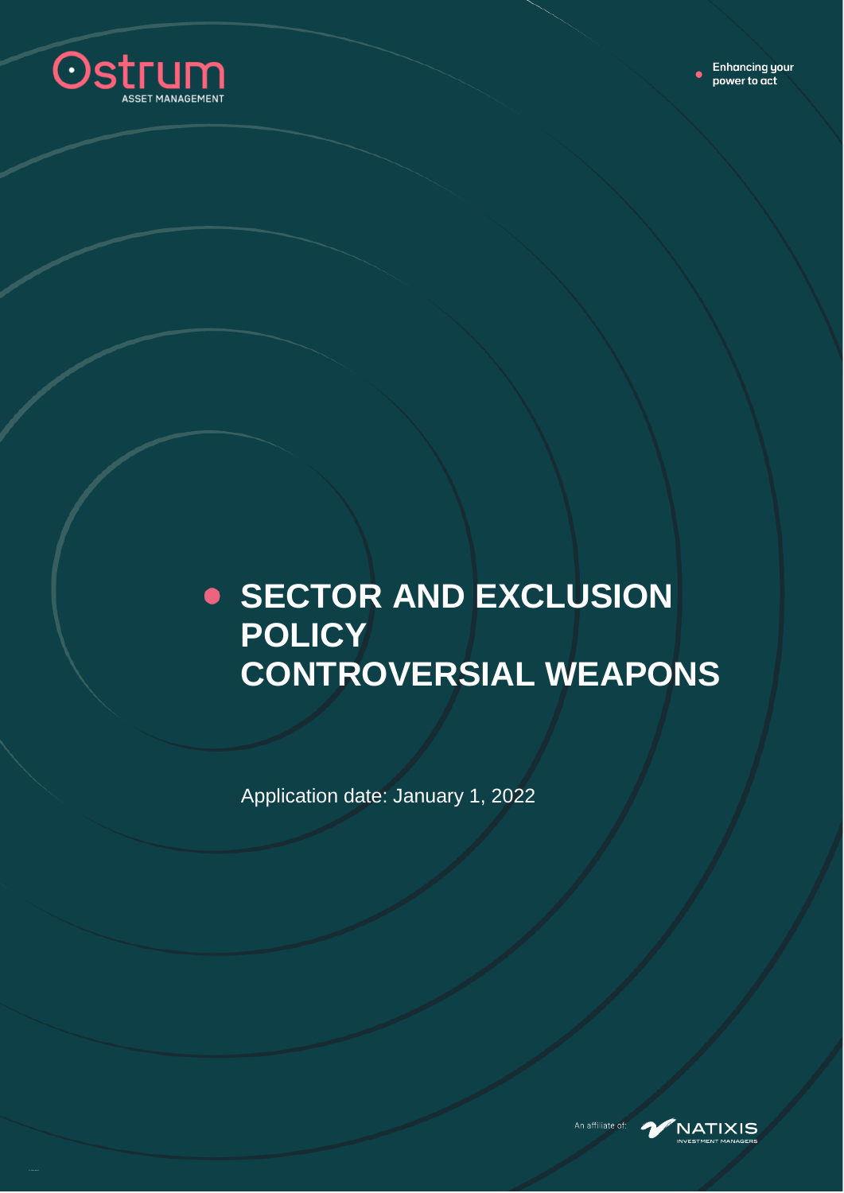Ostrum ASSET MANAGEMENT

Enhancing your power to act

# SECTOR AND EXCLUSION POLICY CONTROVERSIAL WEAPONS

Application date: January 1, 2022

An affiliate of: NATIXIS INVESTMENT MANAGERS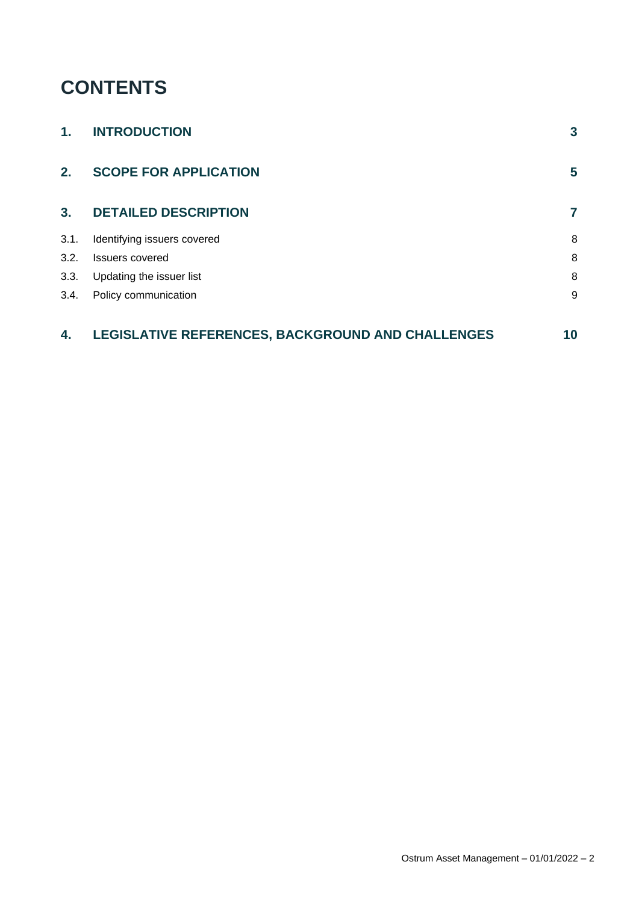# CONTENTS

| | | |
|---|---|---|
| **1.** | **INTRODUCTION** | **3** |
| **2.** | **SCOPE FOR APPLICATION** | **5** |
| **3.** | **DETAILED DESCRIPTION** | **7** |
| 3.1. | Identifying issuers covered | 8 |
| 3.2. | Issuers covered | 8 |
| 3.3. | Updating the issuer list | 8 |
| 3.4. | Policy communication | 9 |
| **4.** | **LEGISLATIVE REFERENCES, BACKGROUND AND CHALLENGES** | **10** |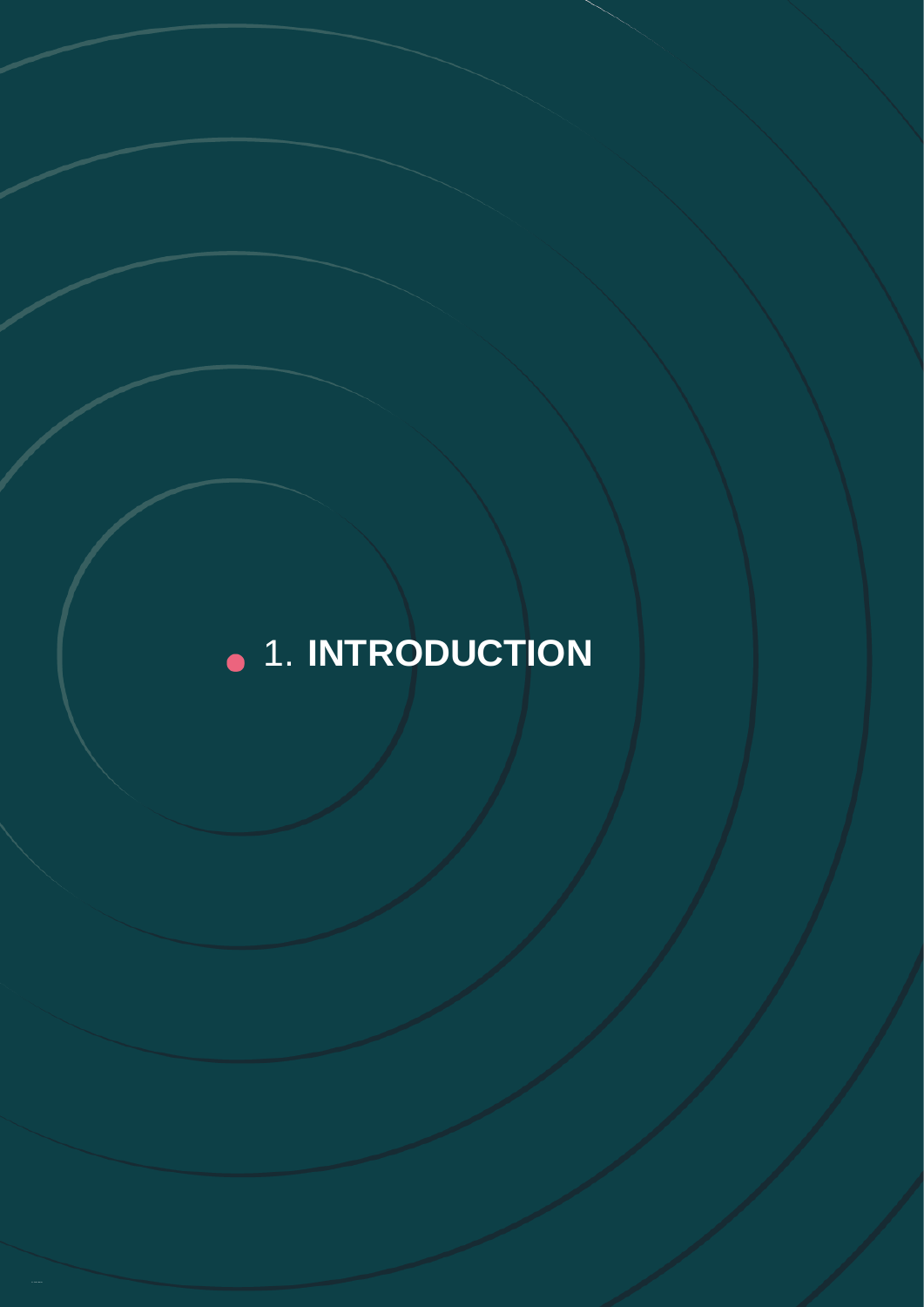# 1. **INTRODUCTION**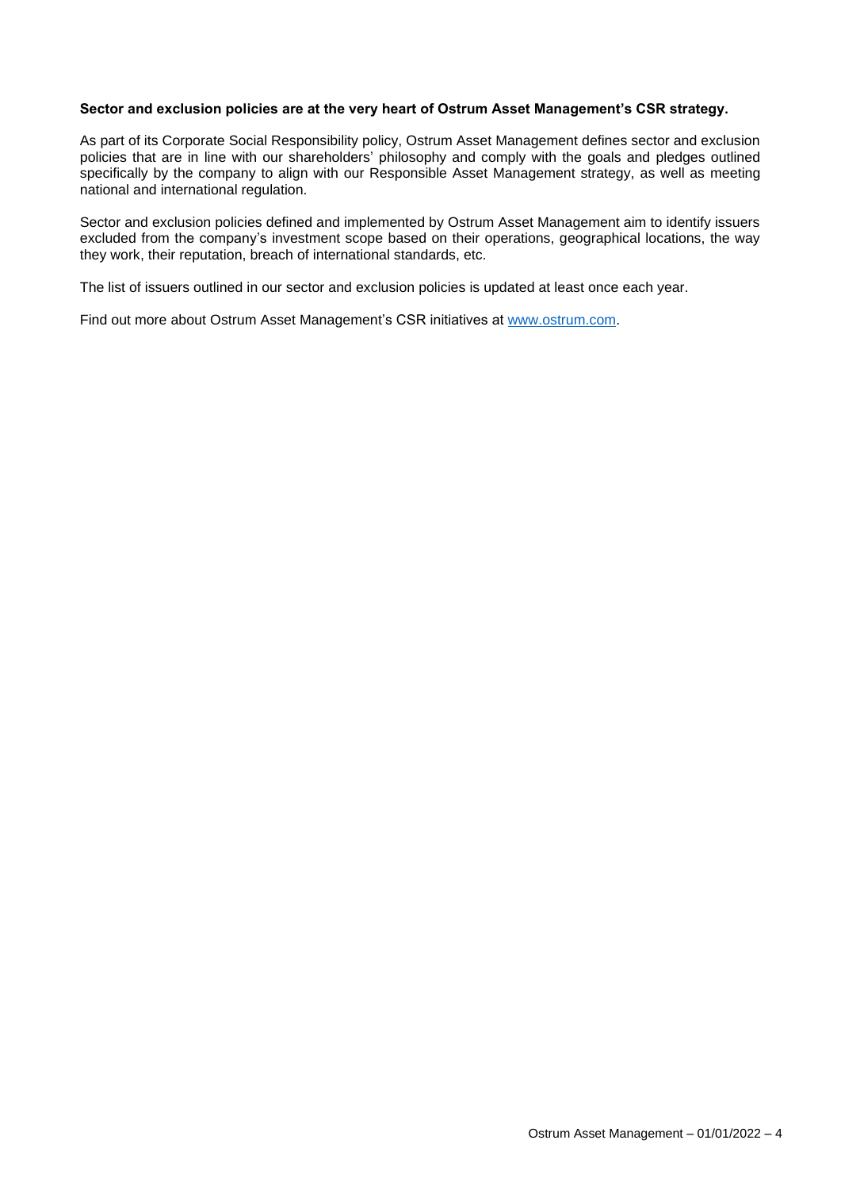**Sector and exclusion policies are at the very heart of Ostrum Asset Management's CSR strategy.**

As part of its Corporate Social Responsibility policy, Ostrum Asset Management defines sector and exclusion policies that are in line with our shareholders' philosophy and comply with the goals and pledges outlined specifically by the company to align with our Responsible Asset Management strategy, as well as meeting national and international regulation.

Sector and exclusion policies defined and implemented by Ostrum Asset Management aim to identify issuers excluded from the company's investment scope based on their operations, geographical locations, the way they work, their reputation, breach of international standards, etc.

The list of issuers outlined in our sector and exclusion policies is updated at least once each year.

Find out more about Ostrum Asset Management's CSR initiatives at [www.ostrum.com](http://www.ostrum.com).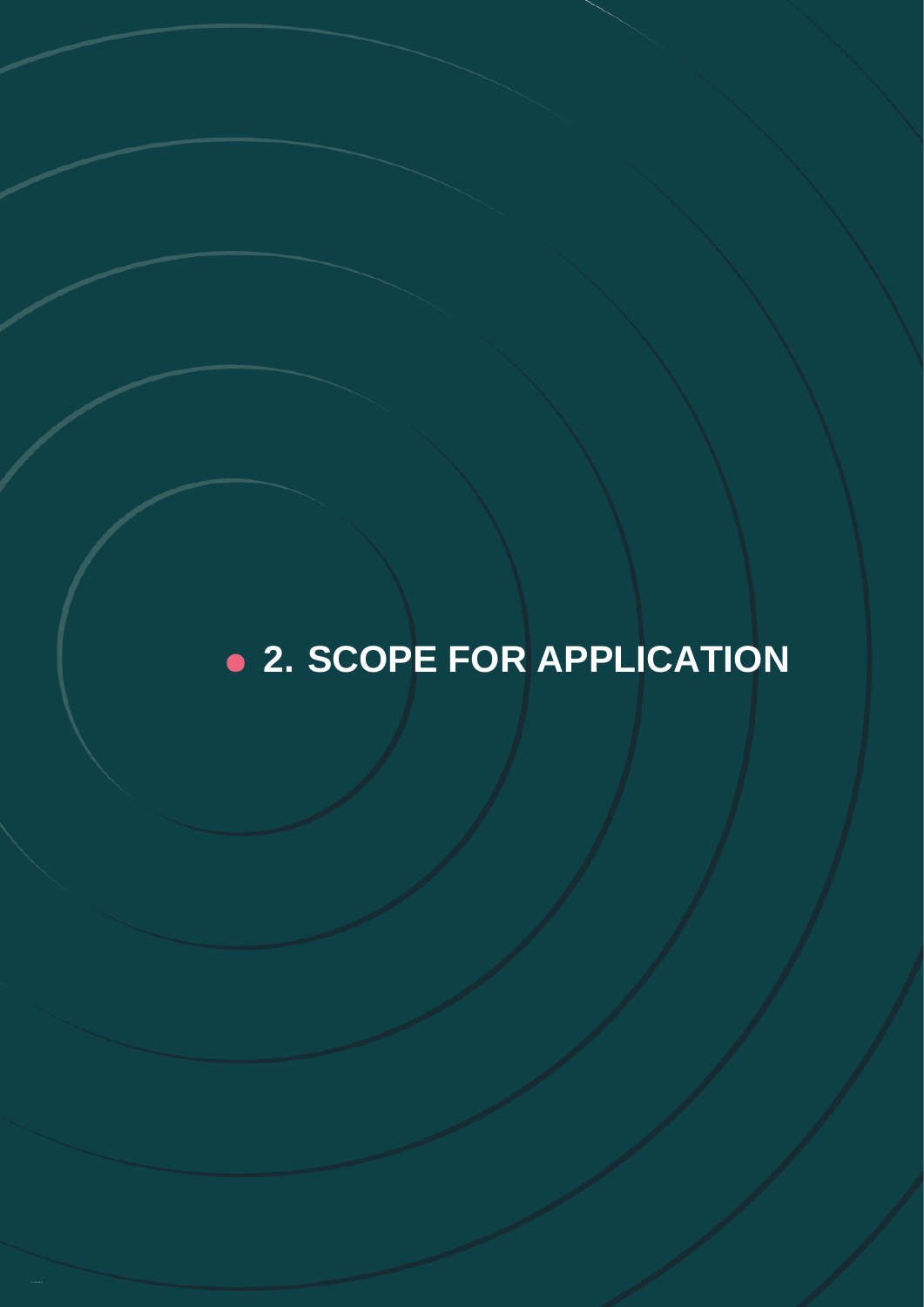# 2. SCOPE FOR APPLICATION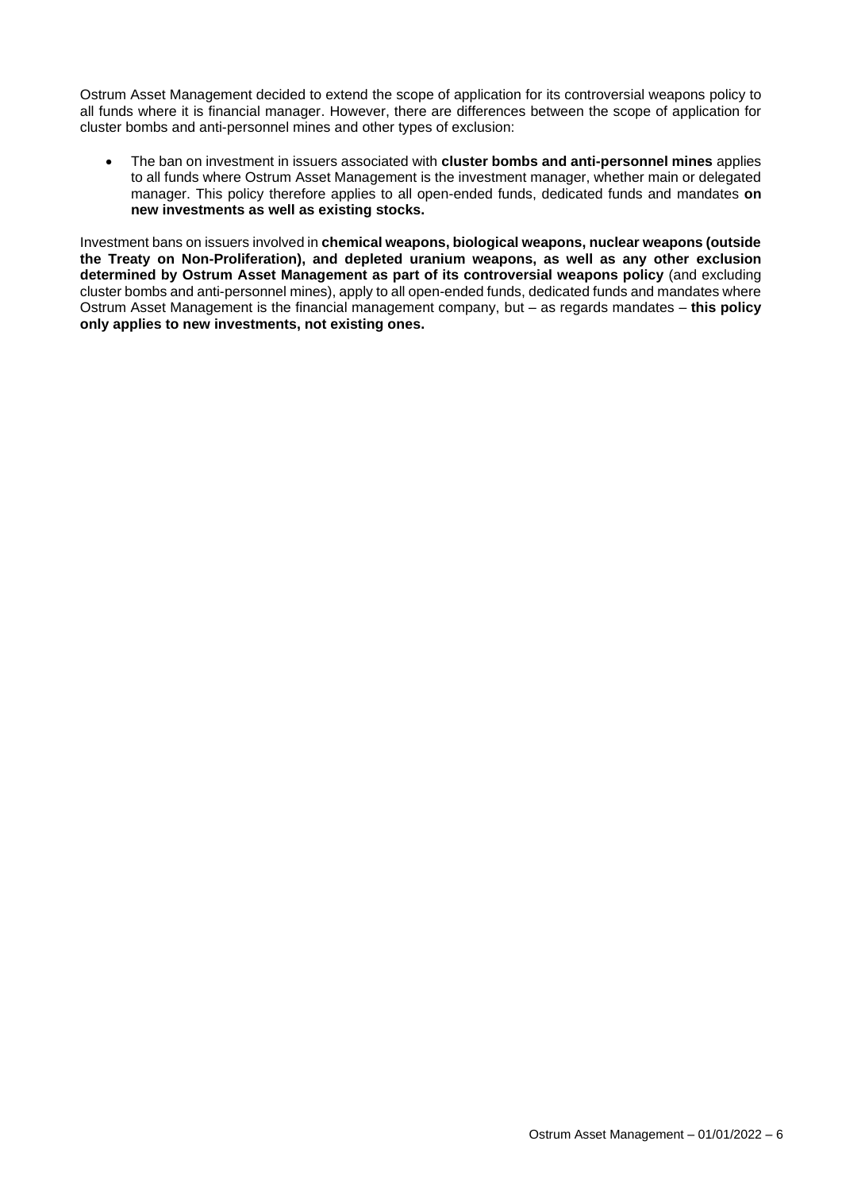Ostrum Asset Management decided to extend the scope of application for its controversial weapons policy to all funds where it is financial manager. However, there are differences between the scope of application for cluster bombs and anti-personnel mines and other types of exclusion:

- The ban on investment in issuers associated with **cluster bombs and anti-personnel mines** applies to all funds where Ostrum Asset Management is the investment manager, whether main or delegated manager. This policy therefore applies to all open-ended funds, dedicated funds and mandates **on new investments as well as existing stocks.**

Investment bans on issuers involved in **chemical weapons, biological weapons, nuclear weapons (outside the Treaty on Non-Proliferation), and depleted uranium weapons, as well as any other exclusion determined by Ostrum Asset Management as part of its controversial weapons policy** (and excluding cluster bombs and anti-personnel mines), apply to all open-ended funds, dedicated funds and mandates where Ostrum Asset Management is the financial management company, but – as regards mandates – **this policy only applies to new investments, not existing ones.**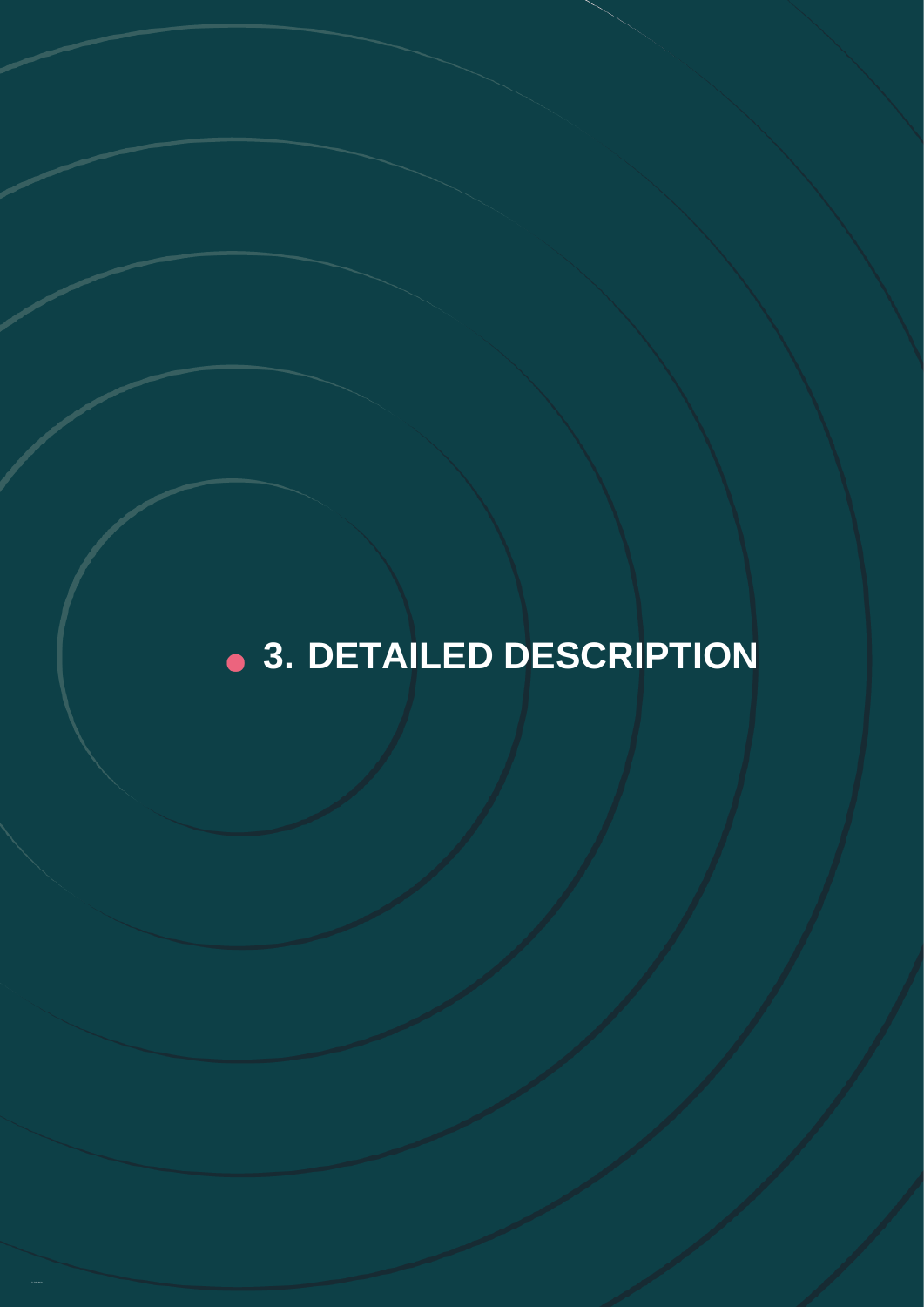# 3. DETAILED DESCRIPTION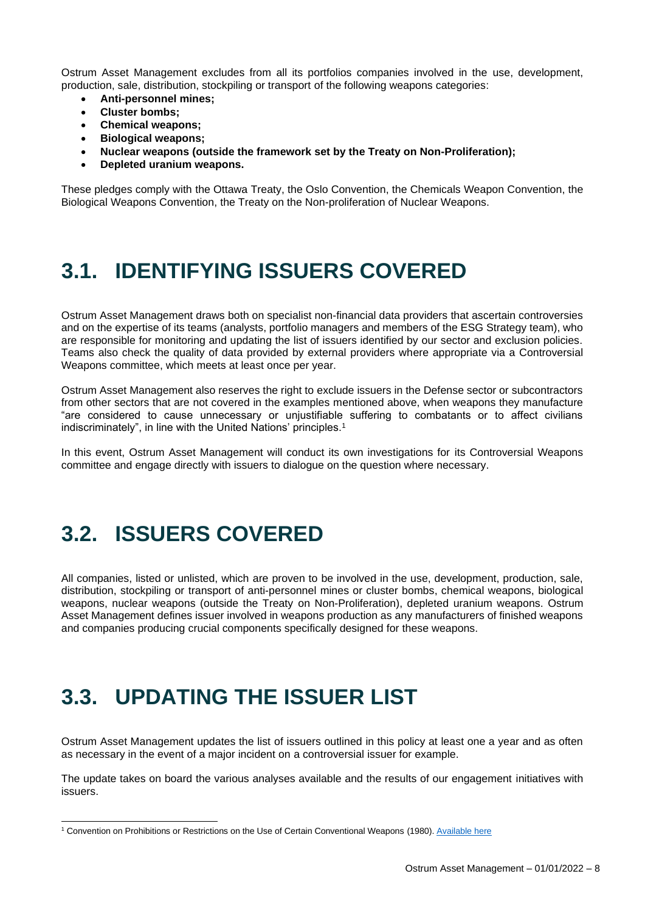Ostrum Asset Management excludes from all its portfolios companies involved in the use, development, production, sale, distribution, stockpiling or transport of the following weapons categories:

- **Anti-personnel mines;**
- **Cluster bombs;**
- **Chemical weapons;**
- **Biological weapons;**
- **Nuclear weapons (outside the framework set by the Treaty on Non-Proliferation);**
- **Depleted uranium weapons.**

These pledges comply with the Ottawa Treaty, the Oslo Convention, the Chemicals Weapon Convention, the Biological Weapons Convention, the Treaty on the Non-proliferation of Nuclear Weapons.

# 3.1. IDENTIFYING ISSUERS COVERED

Ostrum Asset Management draws both on specialist non-financial data providers that ascertain controversies and on the expertise of its teams (analysts, portfolio managers and members of the ESG Strategy team), who are responsible for monitoring and updating the list of issuers identified by our sector and exclusion policies. Teams also check the quality of data provided by external providers where appropriate via a Controversial Weapons committee, which meets at least once per year.

Ostrum Asset Management also reserves the right to exclude issuers in the Defense sector or subcontractors from other sectors that are not covered in the examples mentioned above, when weapons they manufacture "are considered to cause unnecessary or unjustifiable suffering to combatants or to affect civilians indiscriminately", in line with the United Nations' principles.[1]

In this event, Ostrum Asset Management will conduct its own investigations for its Controversial Weapons committee and engage directly with issuers to dialogue on the question where necessary.

# 3.2. ISSUERS COVERED

All companies, listed or unlisted, which are proven to be involved in the use, development, production, sale, distribution, stockpiling or transport of anti-personnel mines or cluster bombs, chemical weapons, biological weapons, nuclear weapons (outside the Treaty on Non-Proliferation), depleted uranium weapons. Ostrum Asset Management defines issuer involved in weapons production as any manufacturers of finished weapons and companies producing crucial components specifically designed for these weapons.

# 3.3. UPDATING THE ISSUER LIST

Ostrum Asset Management updates the list of issuers outlined in this policy at least one a year and as often as necessary in the event of a major incident on a controversial issuer for example.

The update takes on board the various analyses available and the results of our engagement initiatives with issuers.

---

[1] Convention on Prohibitions or Restrictions on the Use of Certain Conventional Weapons (1980). [Available here]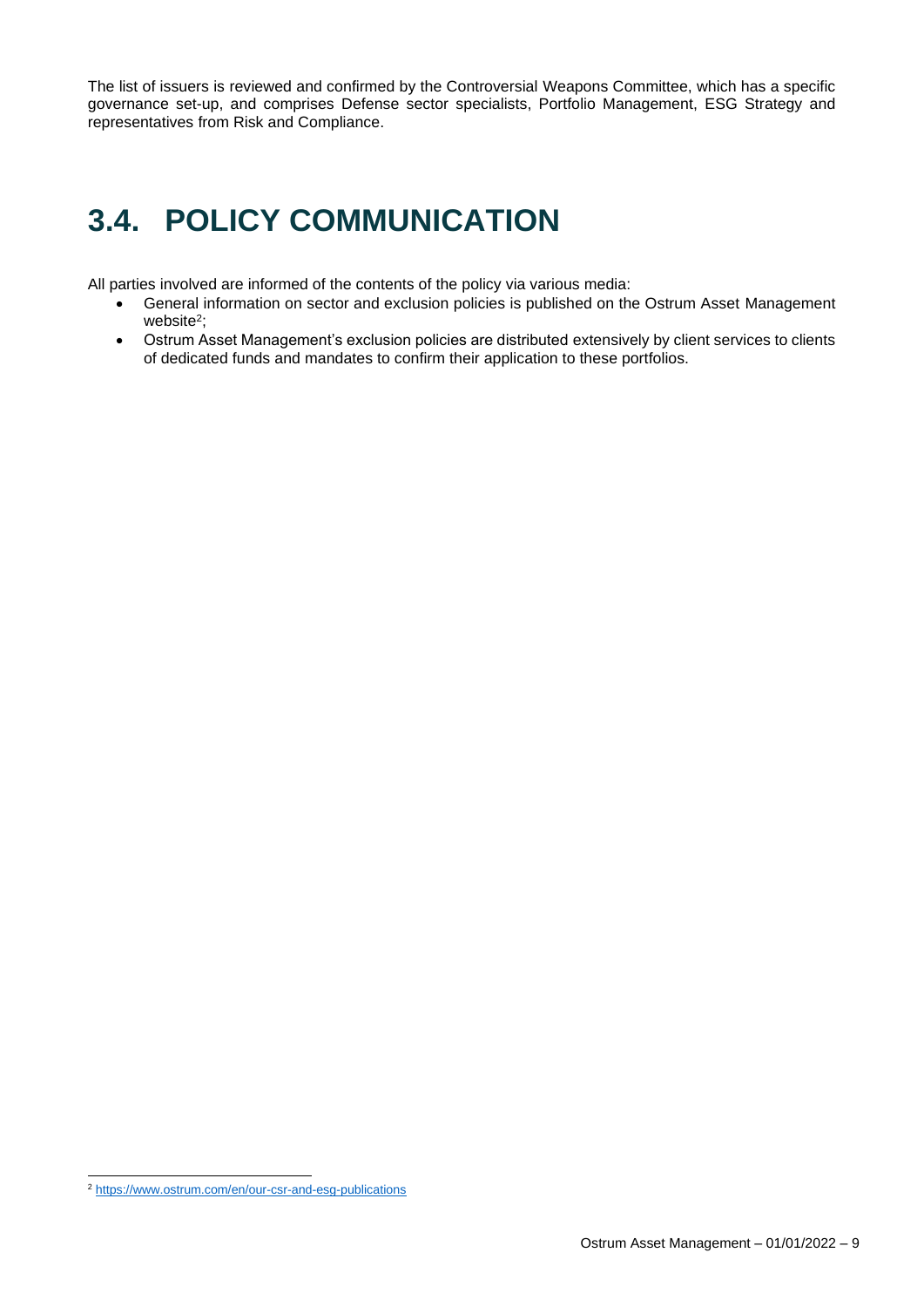The list of issuers is reviewed and confirmed by the Controversial Weapons Committee, which has a specific governance set-up, and comprises Defense sector specialists, Portfolio Management, ESG Strategy and representatives from Risk and Compliance.

## 3.4. POLICY COMMUNICATION

All parties involved are informed of the contents of the policy via various media:

- General information on sector and exclusion policies is published on the Ostrum Asset Management website[2];
- Ostrum Asset Management's exclusion policies are distributed extensively by client services to clients of dedicated funds and mandates to confirm their application to these portfolios.

[2] https://www.ostrum.com/en/our-csr-and-esg-publications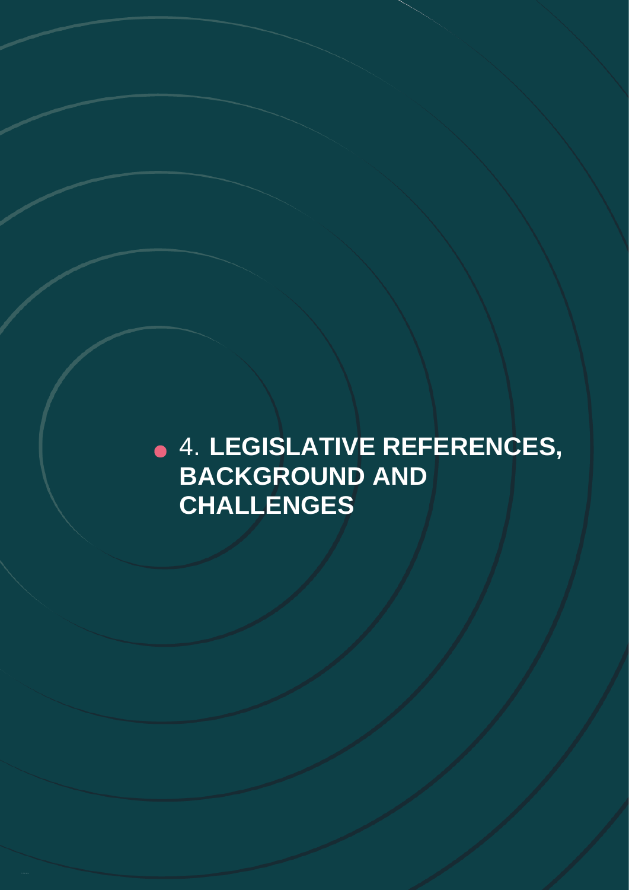# 4. LEGISLATIVE REFERENCES, BACKGROUND AND CHALLENGES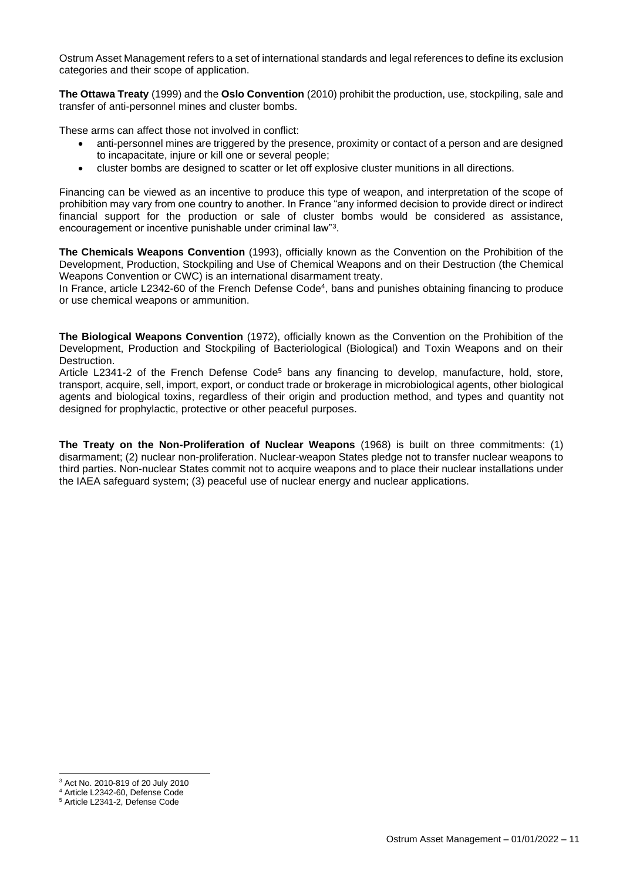Ostrum Asset Management refers to a set of international standards and legal references to define its exclusion categories and their scope of application.

**The Ottawa Treaty** (1999) and the **Oslo Convention** (2010) prohibit the production, use, stockpiling, sale and transfer of anti-personnel mines and cluster bombs.

These arms can affect those not involved in conflict:

- anti-personnel mines are triggered by the presence, proximity or contact of a person and are designed to incapacitate, injure or kill one or several people;
- cluster bombs are designed to scatter or let off explosive cluster munitions in all directions.

Financing can be viewed as an incentive to produce this type of weapon, and interpretation of the scope of prohibition may vary from one country to another. In France "any informed decision to provide direct or indirect financial support for the production or sale of cluster bombs would be considered as assistance, encouragement or incentive punishable under criminal law"[3].

**The Chemicals Weapons Convention** (1993), officially known as the Convention on the Prohibition of the Development, Production, Stockpiling and Use of Chemical Weapons and on their Destruction (the Chemical Weapons Convention or CWC) is an international disarmament treaty.
In France, article L2342-60 of the French Defense Code[4], bans and punishes obtaining financing to produce or use chemical weapons or ammunition.

**The Biological Weapons Convention** (1972), officially known as the Convention on the Prohibition of the Development, Production and Stockpiling of Bacteriological (Biological) and Toxin Weapons and on their Destruction.
Article L2341-2 of the French Defense Code[5] bans any financing to develop, manufacture, hold, store, transport, acquire, sell, import, export, or conduct trade or brokerage in microbiological agents, other biological agents and biological toxins, regardless of their origin and production method, and types and quantity not designed for prophylactic, protective or other peaceful purposes.

**The Treaty on the Non-Proliferation of Nuclear Weapons** (1968) is built on three commitments: (1) disarmament; (2) nuclear non-proliferation. Nuclear-weapon States pledge not to transfer nuclear weapons to third parties. Non-nuclear States commit not to acquire weapons and to place their nuclear installations under the IAEA safeguard system; (3) peaceful use of nuclear energy and nuclear applications.

---

[3] Act No. 2010-819 of 20 July 2010

[4] Article L2342-60, Defense Code

[5] Article L2341-2, Defense Code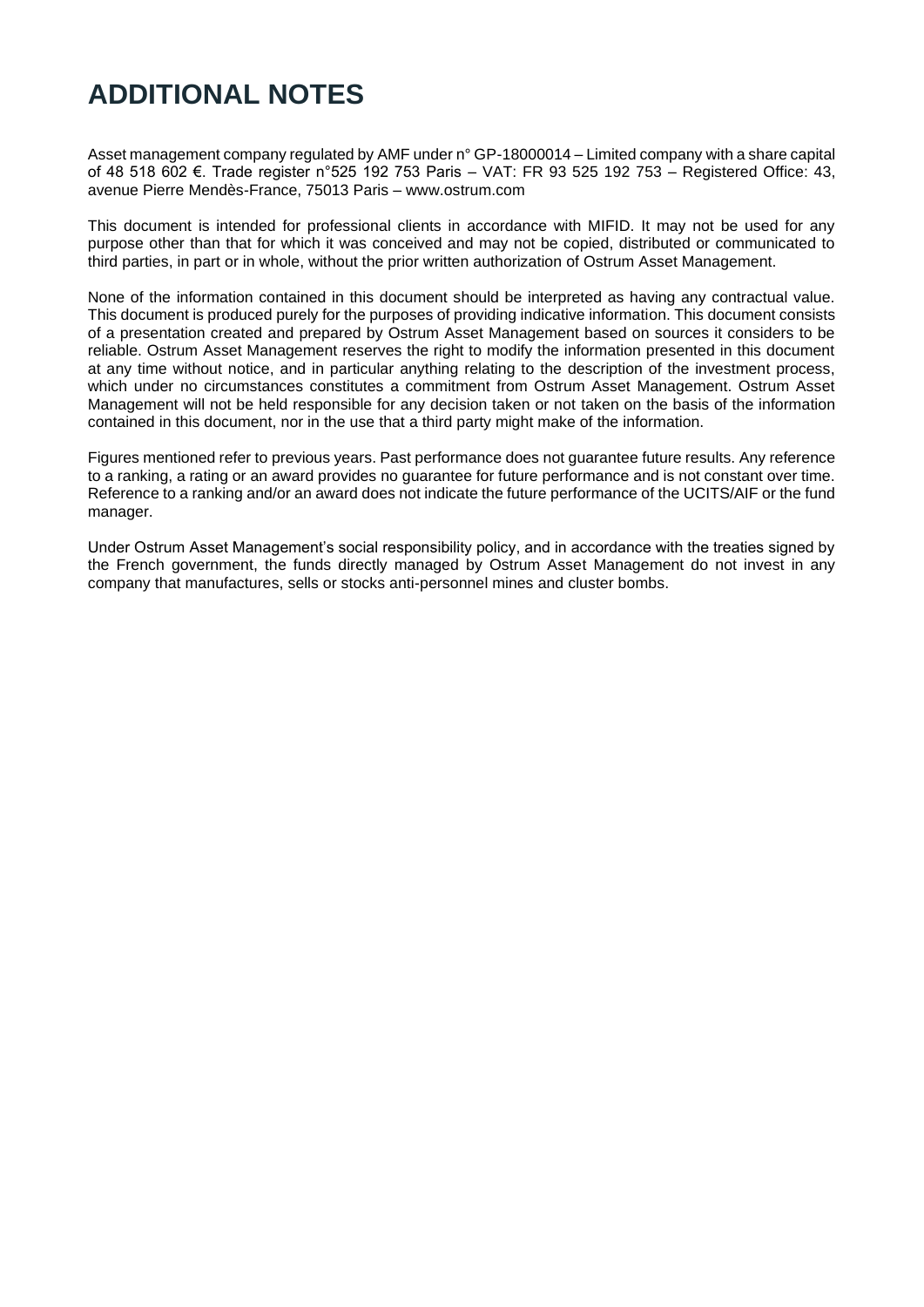# ADDITIONAL NOTES

Asset management company regulated by AMF under n° GP-18000014 – Limited company with a share capital of 48 518 602 €. Trade register n°525 192 753 Paris – VAT: FR 93 525 192 753 – Registered Office: 43, avenue Pierre Mendès-France, 75013 Paris – www.ostrum.com

This document is intended for professional clients in accordance with MIFID. It may not be used for any purpose other than that for which it was conceived and may not be copied, distributed or communicated to third parties, in part or in whole, without the prior written authorization of Ostrum Asset Management.

None of the information contained in this document should be interpreted as having any contractual value. This document is produced purely for the purposes of providing indicative information. This document consists of a presentation created and prepared by Ostrum Asset Management based on sources it considers to be reliable. Ostrum Asset Management reserves the right to modify the information presented in this document at any time without notice, and in particular anything relating to the description of the investment process, which under no circumstances constitutes a commitment from Ostrum Asset Management. Ostrum Asset Management will not be held responsible for any decision taken or not taken on the basis of the information contained in this document, nor in the use that a third party might make of the information.

Figures mentioned refer to previous years. Past performance does not guarantee future results. Any reference to a ranking, a rating or an award provides no guarantee for future performance and is not constant over time. Reference to a ranking and/or an award does not indicate the future performance of the UCITS/AIF or the fund manager.

Under Ostrum Asset Management's social responsibility policy, and in accordance with the treaties signed by the French government, the funds directly managed by Ostrum Asset Management do not invest in any company that manufactures, sells or stocks anti-personnel mines and cluster bombs.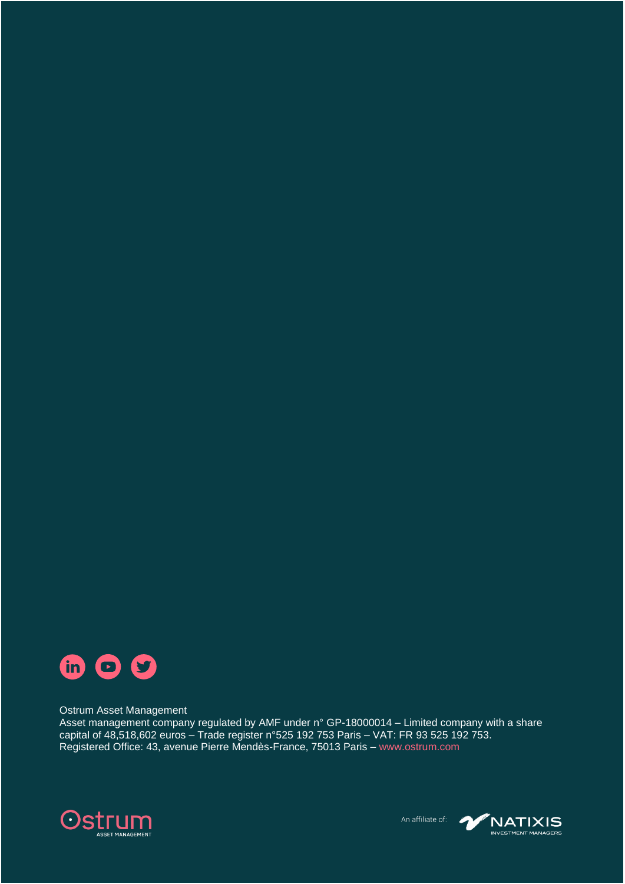Ostrum Asset Management
Asset management company regulated by AMF under n° GP-18000014 – Limited company with a share capital of 48,518,602 euros – Trade register n°525 192 753 Paris – VAT: FR 93 525 192 753.
Registered Office: 43, avenue Pierre Mendès-France, 75013 Paris – www.ostrum.com

Ostrum ASSET MANAGEMENT

An affiliate of: NATIXIS INVESTMENT MANAGERS